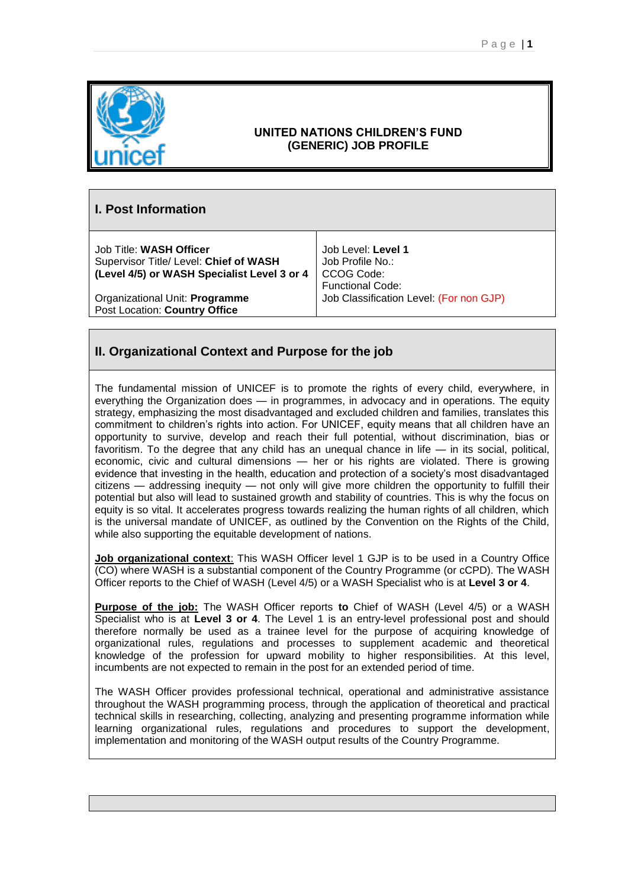**UNITED NATIONS CHILDREN'S FUND**
**(GENERIC) JOB PROFILE**

## I. Post Information

| | |
|---|---|
| Job Title: **WASH Officer**<br>Supervisor Title/ Level: **Chief of WASH (Level 4/5) or WASH Specialist Level 3 or 4**<br><br>Organizational Unit: **Programme**<br>Post Location: **Country Office** | Job Level: **Level 1**<br>Job Profile No.:<br>CCOG Code:<br>Functional Code:<br>Job Classification Level: (For non GJP) |

## II. Organizational Context and Purpose for the job

The fundamental mission of UNICEF is to promote the rights of every child, everywhere, in everything the Organization does — in programmes, in advocacy and in operations. The equity strategy, emphasizing the most disadvantaged and excluded children and families, translates this commitment to children's rights into action. For UNICEF, equity means that all children have an opportunity to survive, develop and reach their full potential, without discrimination, bias or favoritism. To the degree that any child has an unequal chance in life — in its social, political, economic, civic and cultural dimensions — her or his rights are violated. There is growing evidence that investing in the health, education and protection of a society's most disadvantaged citizens — addressing inequity — not only will give more children the opportunity to fulfill their potential but also will lead to sustained growth and stability of countries. This is why the focus on equity is so vital. It accelerates progress towards realizing the human rights of all children, which is the universal mandate of UNICEF, as outlined by the Convention on the Rights of the Child, while also supporting the equitable development of nations.

**Job organizational context**: This WASH Officer level 1 GJP is to be used in a Country Office (CO) where WASH is a substantial component of the Country Programme (or cCPD). The WASH Officer reports to the Chief of WASH (Level 4/5) or a WASH Specialist who is at **Level 3 or 4**.

**Purpose of the job:** The WASH Officer reports **to** Chief of WASH (Level 4/5) or a WASH Specialist who is at **Level 3 or 4**. The Level 1 is an entry-level professional post and should therefore normally be used as a trainee level for the purpose of acquiring knowledge of organizational rules, regulations and processes to supplement academic and theoretical knowledge of the profession for upward mobility to higher responsibilities. At this level, incumbents are not expected to remain in the post for an extended period of time.

The WASH Officer provides professional technical, operational and administrative assistance throughout the WASH programming process, through the application of theoretical and practical technical skills in researching, collecting, analyzing and presenting programme information while learning organizational rules, regulations and procedures to support the development, implementation and monitoring of the WASH output results of the Country Programme.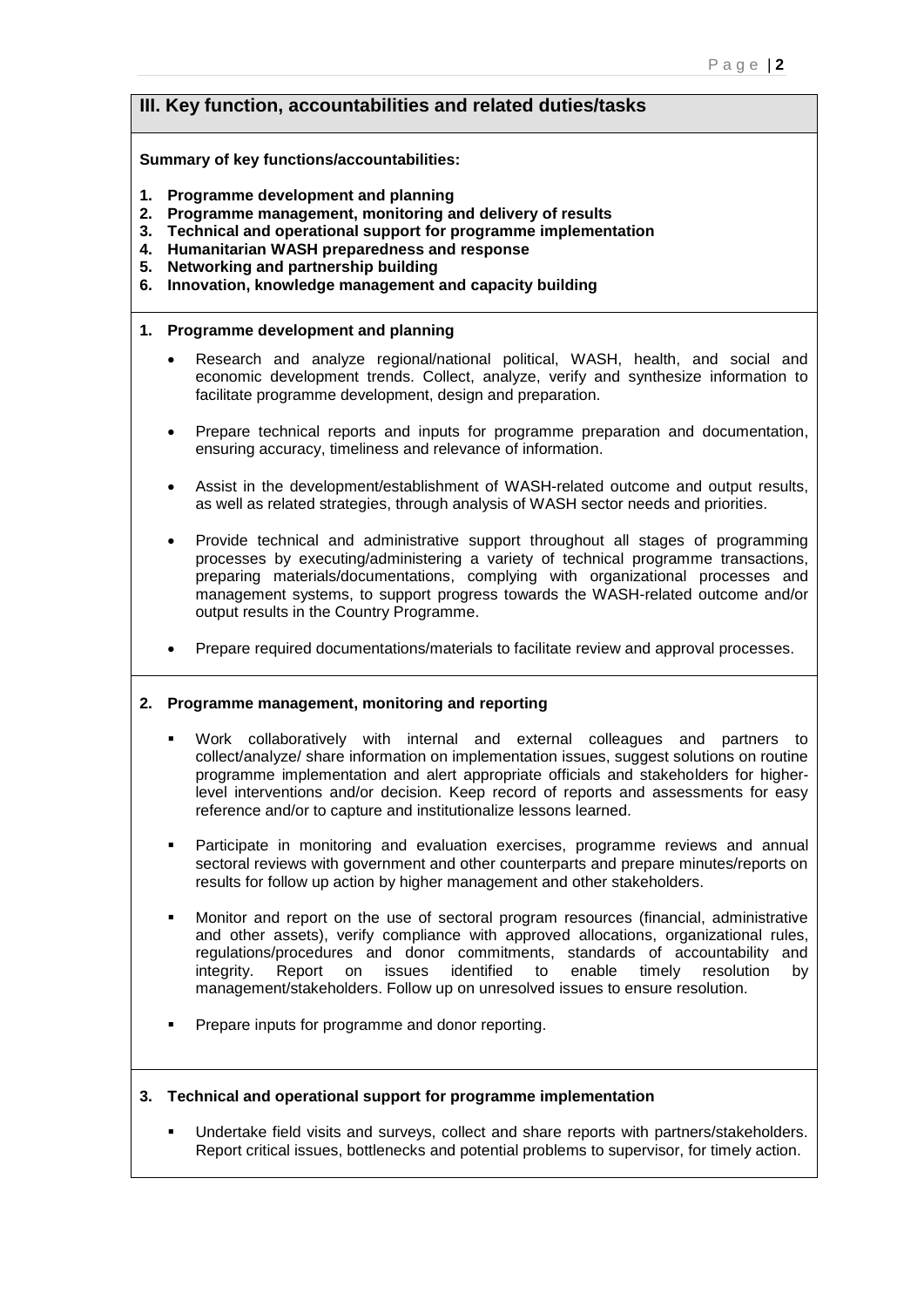## III. Key function, accountabilities and related duties/tasks

**Summary of key functions/accountabilities:**

1. **Programme development and planning**
2. **Programme management, monitoring and delivery of results**
3. **Technical and operational support for programme implementation**
4. **Humanitarian WASH preparedness and response**
5. **Networking and partnership building**
6. **Innovation, knowledge management and capacity building**

**1. Programme development and planning**

- Research and analyze regional/national political, WASH, health, and social and economic development trends. Collect, analyze, verify and synthesize information to facilitate programme development, design and preparation.
- Prepare technical reports and inputs for programme preparation and documentation, ensuring accuracy, timeliness and relevance of information.
- Assist in the development/establishment of WASH-related outcome and output results, as well as related strategies, through analysis of WASH sector needs and priorities.
- Provide technical and administrative support throughout all stages of programming processes by executing/administering a variety of technical programme transactions, preparing materials/documentations, complying with organizational processes and management systems, to support progress towards the WASH-related outcome and/or output results in the Country Programme.
- Prepare required documentations/materials to facilitate review and approval processes.

**2. Programme management, monitoring and reporting**

- Work collaboratively with internal and external colleagues and partners to collect/analyze/ share information on implementation issues, suggest solutions on routine programme implementation and alert appropriate officials and stakeholders for higher-level interventions and/or decision. Keep record of reports and assessments for easy reference and/or to capture and institutionalize lessons learned.
- Participate in monitoring and evaluation exercises, programme reviews and annual sectoral reviews with government and other counterparts and prepare minutes/reports on results for follow up action by higher management and other stakeholders.
- Monitor and report on the use of sectoral program resources (financial, administrative and other assets), verify compliance with approved allocations, organizational rules, regulations/procedures and donor commitments, standards of accountability and integrity. Report on issues identified to enable timely resolution by management/stakeholders. Follow up on unresolved issues to ensure resolution.
- Prepare inputs for programme and donor reporting.

**3. Technical and operational support for programme implementation**

- Undertake field visits and surveys, collect and share reports with partners/stakeholders. Report critical issues, bottlenecks and potential problems to supervisor, for timely action.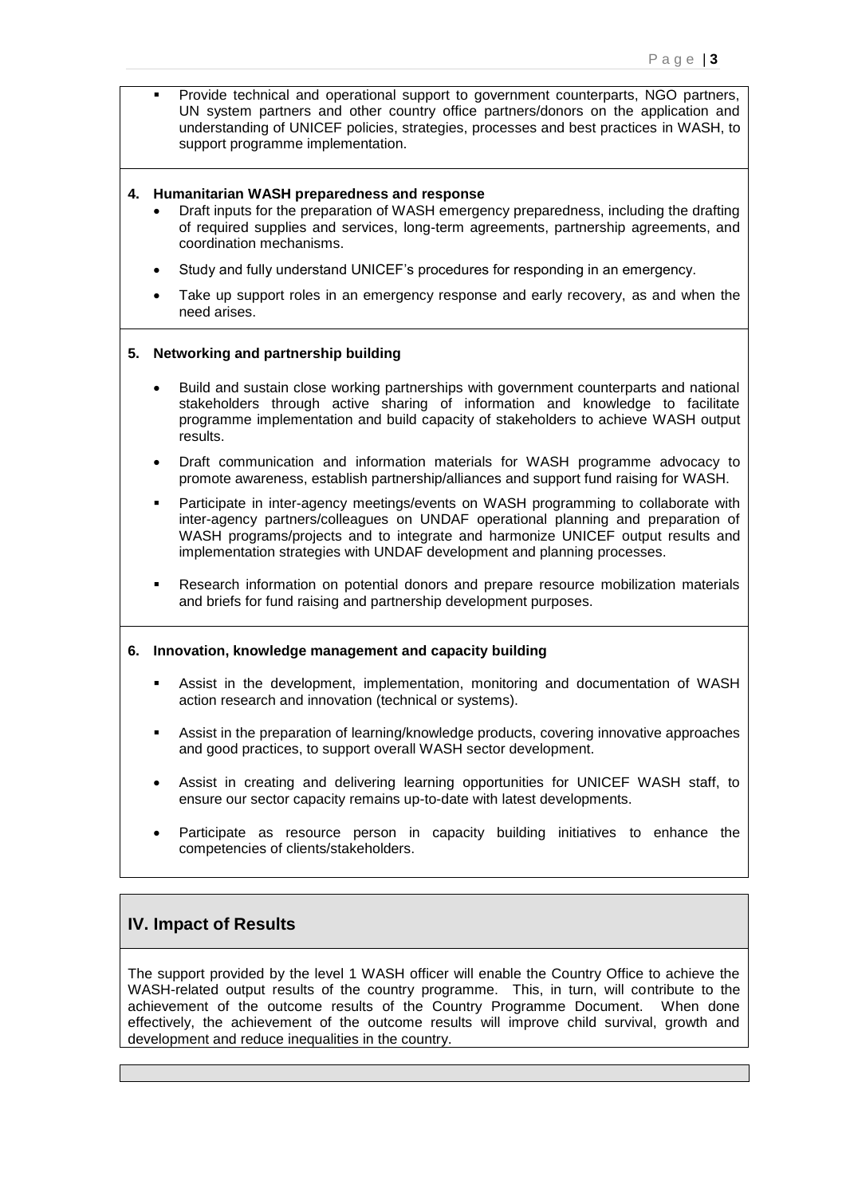- Provide technical and operational support to government counterparts, NGO partners, UN system partners and other country office partners/donors on the application and understanding of UNICEF policies, strategies, processes and best practices in WASH, to support programme implementation.

**4. Humanitarian WASH preparedness and response**

- Draft inputs for the preparation of WASH emergency preparedness, including the drafting of required supplies and services, long-term agreements, partnership agreements, and coordination mechanisms.
- Study and fully understand UNICEF's procedures for responding in an emergency.
- Take up support roles in an emergency response and early recovery, as and when the need arises.

**5. Networking and partnership building**

- Build and sustain close working partnerships with government counterparts and national stakeholders through active sharing of information and knowledge to facilitate programme implementation and build capacity of stakeholders to achieve WASH output results.
- Draft communication and information materials for WASH programme advocacy to promote awareness, establish partnership/alliances and support fund raising for WASH.
- Participate in inter-agency meetings/events on WASH programming to collaborate with inter-agency partners/colleagues on UNDAF operational planning and preparation of WASH programs/projects and to integrate and harmonize UNICEF output results and implementation strategies with UNDAF development and planning processes.
- Research information on potential donors and prepare resource mobilization materials and briefs for fund raising and partnership development purposes.

**6. Innovation, knowledge management and capacity building**

- Assist in the development, implementation, monitoring and documentation of WASH action research and innovation (technical or systems).
- Assist in the preparation of learning/knowledge products, covering innovative approaches and good practices, to support overall WASH sector development.
- Assist in creating and delivering learning opportunities for UNICEF WASH staff, to ensure our sector capacity remains up-to-date with latest developments.
- Participate as resource person in capacity building initiatives to enhance the competencies of clients/stakeholders.

## IV. Impact of Results

The support provided by the level 1 WASH officer will enable the Country Office to achieve the WASH-related output results of the country programme. This, in turn, will contribute to the achievement of the outcome results of the Country Programme Document. When done effectively, the achievement of the outcome results will improve child survival, growth and development and reduce inequalities in the country.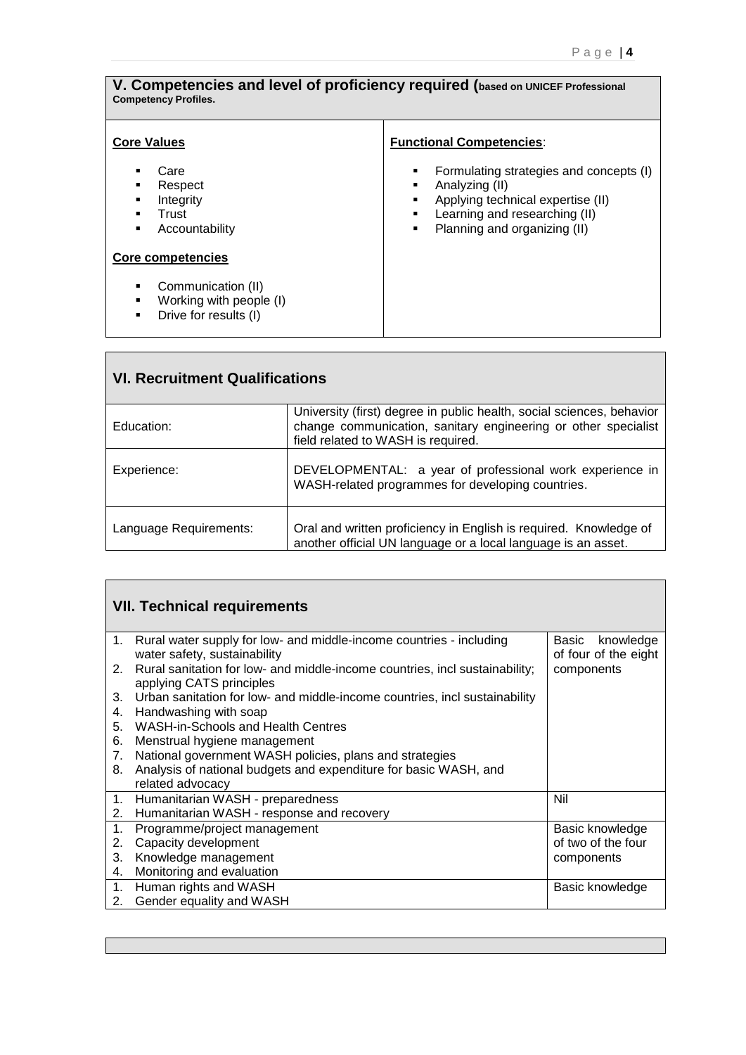## V. Competencies and level of proficiency required (based on UNICEF Professional Competency Profiles.

| **Core Values** | **Functional Competencies**: |
|---|---|
| <ul><li>Care</li><li>Respect</li><li>Integrity</li><li>Trust</li><li>Accountability</li></ul> **Core competencies** <ul><li>Communication (II)</li><li>Working with people (I)</li><li>Drive for results (I)</li></ul> | <ul><li>Formulating strategies and concepts (I)</li><li>Analyzing (II)</li><li>Applying technical expertise (II)</li><li>Learning and researching (II)</li><li>Planning and organizing (II)</li></ul> |

## VI. Recruitment Qualifications

| | |
|---|---|
| Education: | University (first) degree in public health, social sciences, behavior change communication, sanitary engineering or other specialist field related to WASH is required. |
| Experience: | DEVELOPMENTAL: a year of professional work experience in WASH-related programmes for developing countries. |
| Language Requirements: | Oral and written proficiency in English is required. Knowledge of another official UN language or a local language is an asset. |

## VII. Technical requirements

| | |
|---|---|
| 1. Rural water supply for low- and middle-income countries - including water safety, sustainability<br>2. Rural sanitation for low- and middle-income countries, incl sustainability; applying CATS principles<br>3. Urban sanitation for low- and middle-income countries, incl sustainability<br>4. Handwashing with soap<br>5. WASH-in-Schools and Health Centres<br>6. Menstrual hygiene management<br>7. National government WASH policies, plans and strategies<br>8. Analysis of national budgets and expenditure for basic WASH, and related advocacy | Basic knowledge of four of the eight components |
| 1. Humanitarian WASH - preparedness<br>2. Humanitarian WASH - response and recovery | Nil |
| 1. Programme/project management<br>2. Capacity development<br>3. Knowledge management<br>4. Monitoring and evaluation | Basic knowledge of two of the four components |
| 1. Human rights and WASH<br>2. Gender equality and WASH | Basic knowledge |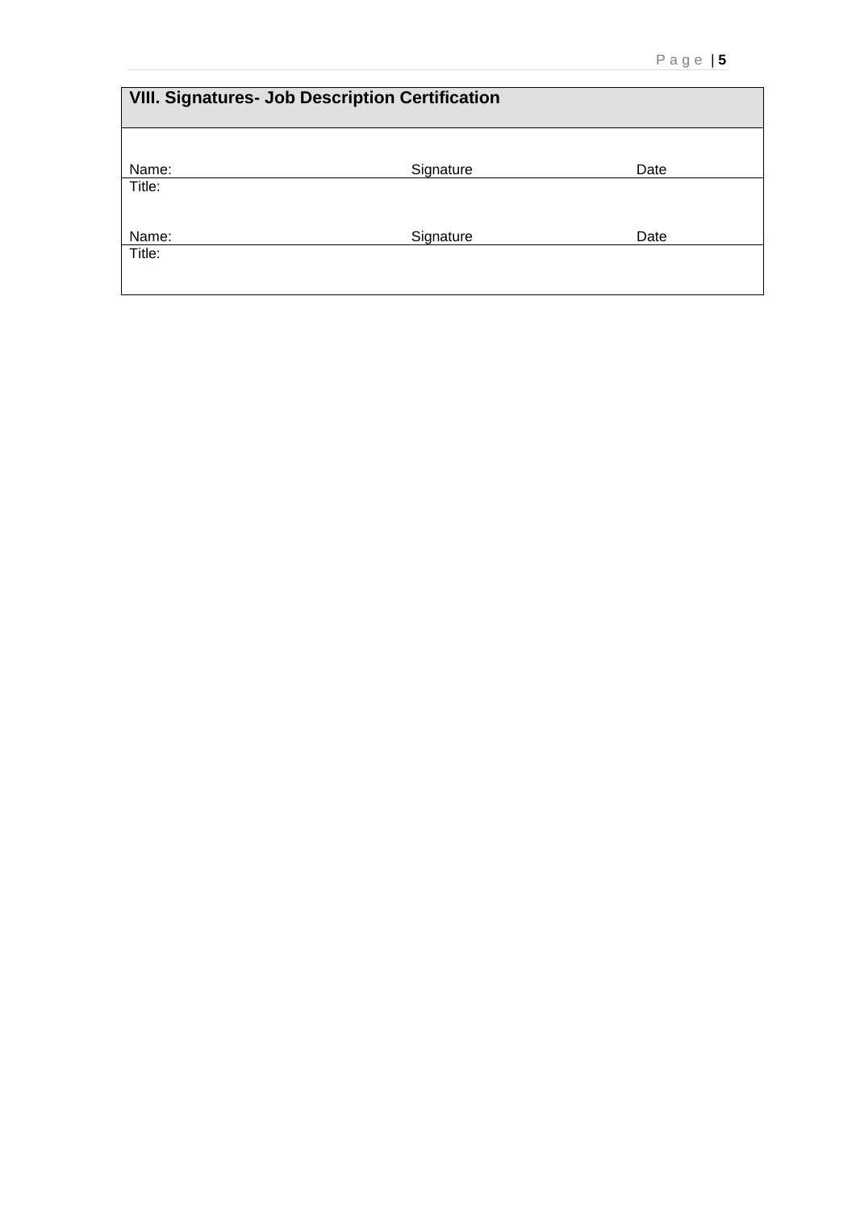## VIII. Signatures- Job Description Certification

| | | |
|---|---|---|
| Name: | Signature | Date |
| Title: | | |
| Name: | Signature | Date |
| Title: | | |